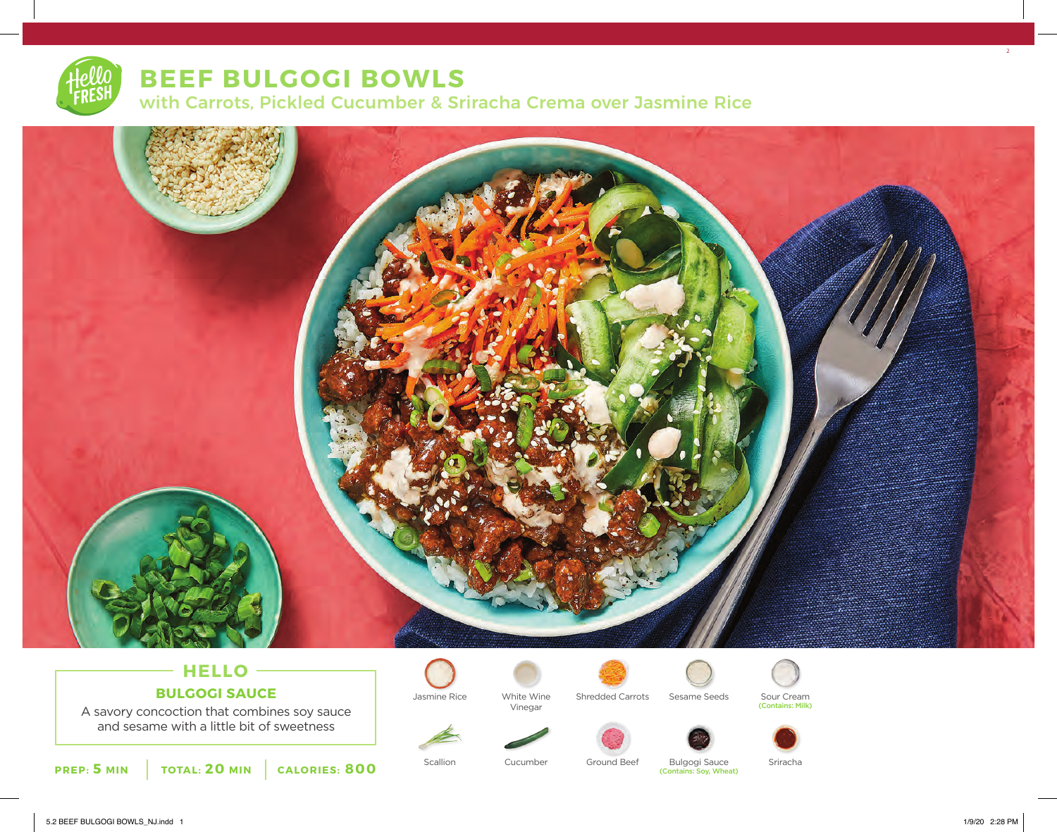# BEEF BULGOGI BOWLS

## with Carrots, Pickled Cucumber & Sriracha Crema over Jasmine Rice

### HELLO

**BULGOGI SAUCE**

A savory concoction that combines soy sauce and sesame with a little bit of sweetness

**PREP: 5 MIN** | **TOTAL: 20 MIN** | **CALORIES: 800**

- Jasmine Rice
- White Wine Vinegar
- Shredded Carrots
- Sesame Seeds
- Sour Cream (Contains: Milk)
- Scallion
- Cucumber
- Ground Beef
- Bulgogi Sauce (Contains: Soy, Wheat)
- Sriracha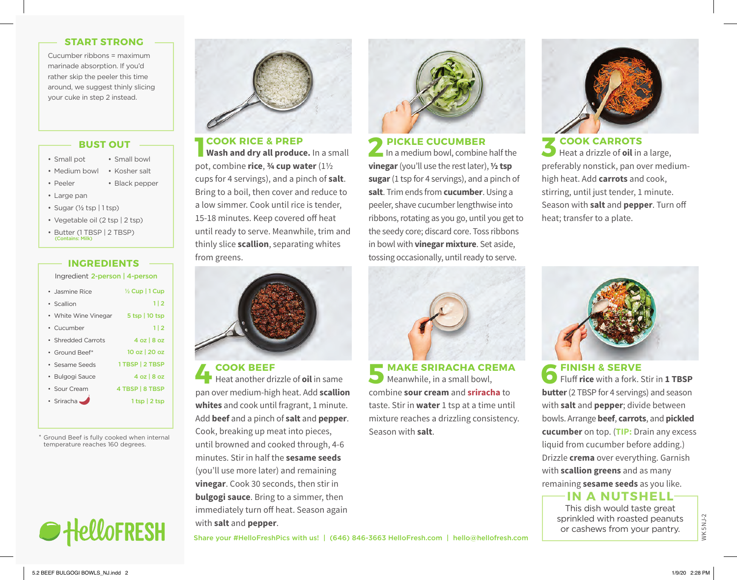## START STRONG

Cucumber ribbons = maximum marinade absorption. If you'd rather skip the peeler this time around, we suggest thinly slicing your cuke in step 2 instead.

## BUST OUT

- Small pot
- Small bowl
- Medium bowl
- Kosher salt
- Peeler
- Black pepper
- Large pan
- Sugar (½ tsp | 1 tsp)
- Vegetable oil (2 tsp | 2 tsp)
- Butter (1 TBSP | 2 TBSP) (Contains: Milk)

## INGREDIENTS

| Ingredient | 2-person \| 4-person |
|---|---|
| Jasmine Rice | ½ Cup \| 1 Cup |
| Scallion | 1 \| 2 |
| White Wine Vinegar | 5 tsp \| 10 tsp |
| Cucumber | 1 \| 2 |
| Shredded Carrots | 4 oz \| 8 oz |
| Ground Beef* | 10 oz \| 20 oz |
| Sesame Seeds | 1 TBSP \| 2 TBSP |
| Bulgogi Sauce | 4 oz \| 8 oz |
| Sour Cream | 4 TBSP \| 8 TBSP |
| Sriracha | 1 tsp \| 2 tsp |

\* Ground Beef is fully cooked when internal temperature reaches 160 degrees.

HelloFRESH

### 1 COOK RICE & PREP

**Wash and dry all produce.** In a small pot, combine **rice**, **¾ cup water** (1½ cups for 4 servings), and a pinch of **salt**. Bring to a boil, then cover and reduce to a low simmer. Cook until rice is tender, 15-18 minutes. Keep covered off heat until ready to serve. Meanwhile, trim and thinly slice **scallion**, separating whites from greens.

### 2 PICKLE CUCUMBER

In a medium bowl, combine half the **vinegar** (you'll use the rest later), **½ tsp sugar** (1 tsp for 4 servings), and a pinch of **salt**. Trim ends from **cucumber**. Using a peeler, shave cucumber lengthwise into ribbons, rotating as you go, until you get to the seedy core; discard core. Toss ribbons in bowl with **vinegar mixture**. Set aside, tossing occasionally, until ready to serve.

### 3 COOK CARROTS

Heat a drizzle of **oil** in a large, preferably nonstick, pan over medium-high heat. Add **carrots** and cook, stirring, until just tender, 1 minute. Season with **salt** and **pepper**. Turn off heat; transfer to a plate.

### 4 COOK BEEF

Heat another drizzle of **oil** in same pan over medium-high heat. Add **scallion whites** and cook until fragrant, 1 minute. Add **beef** and a pinch of **salt** and **pepper**. Cook, breaking up meat into pieces, until browned and cooked through, 4-6 minutes. Stir in half the **sesame seeds** (you'll use more later) and remaining **vinegar**. Cook 30 seconds, then stir in **bulgogi sauce**. Bring to a simmer, then immediately turn off heat. Season again with **salt** and **pepper**.

### 5 MAKE SRIRACHA CREMA

Meanwhile, in a small bowl, combine **sour cream** and **sriracha** to taste. Stir in **water** 1 tsp at a time until mixture reaches a drizzling consistency. Season with **salt**.

### 6 FINISH & SERVE

Fluff **rice** with a fork. Stir in **1 TBSP butter** (2 TBSP for 4 servings) and season with **salt** and **pepper**; divide between bowls. Arrange **beef**, **carrots**, and **pickled cucumber** on top. (**TIP:** Drain any excess liquid from cucumber before adding.) Drizzle **crema** over everything. Garnish with **scallion greens** and as many remaining **sesame seeds** as you like.

## IN A NUTSHELL

This dish would taste great sprinkled with roasted peanuts or cashews from your pantry.

Share your #HelloFreshPics with us! | (646) 846-3663 HelloFresh.com | hello@hellofresh.com

WK 5 NJ-2